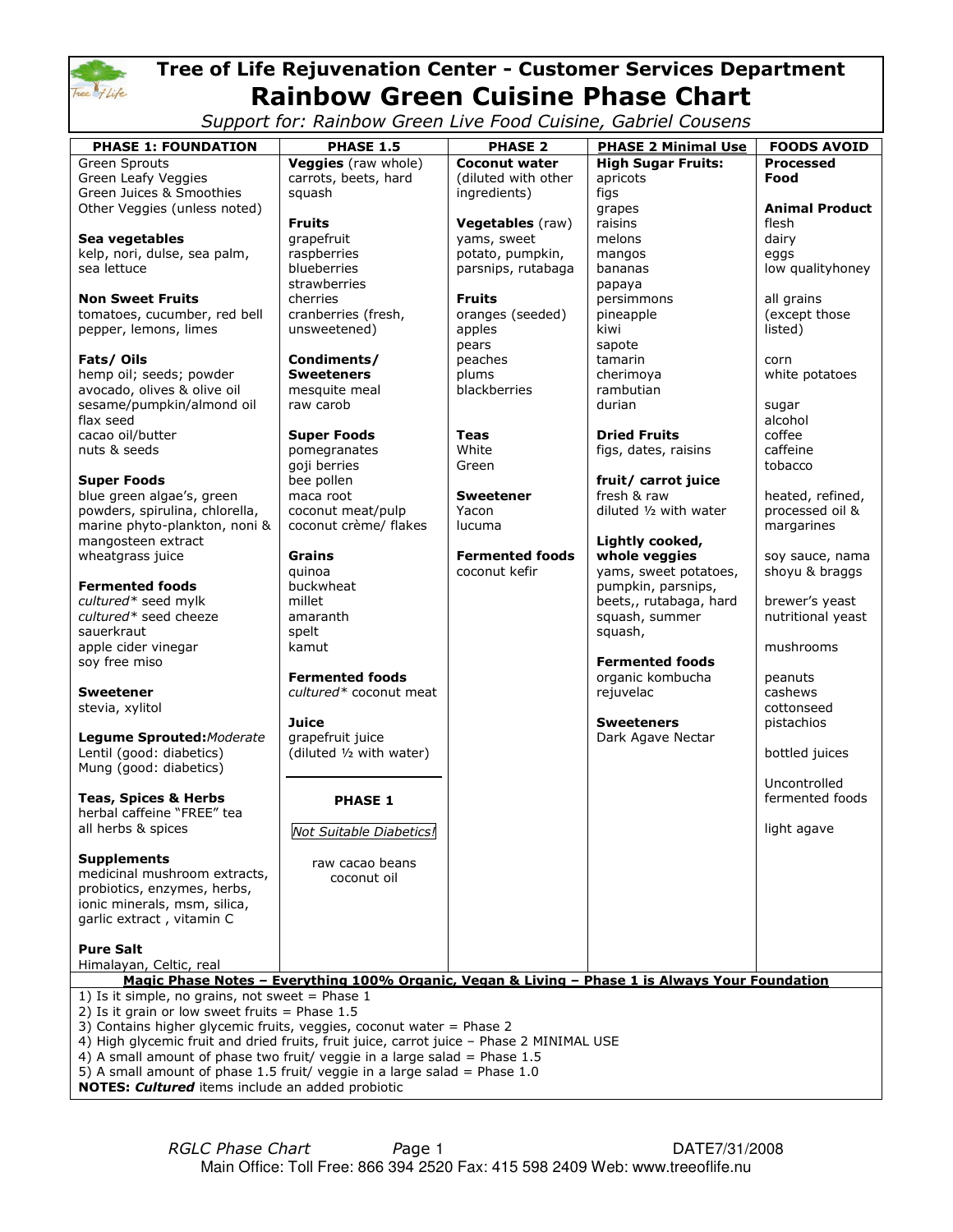# Tree of Life Rejuvenation Center - Customer Services Department

## Rainbow Green Cuisine Phase Chart

*Support for: Rainbow Green Live Food Cuisine, Gabriel Cousens*

| PHASE 1: FOUNDATION | PHASE 1.5 | PHASE 2 | PHASE 2 Minimal Use | FOODS AVOID |
|---|---|---|---|---|
| Green Sprouts<br>Green Leafy Veggies<br>Green Juices & Smoothies<br>Other Veggies (unless noted)<br><br>**Sea vegetables**<br>kelp, nori, dulse, sea palm, sea lettuce<br><br>**Non Sweet Fruits**<br>tomatoes, cucumber, red bell pepper, lemons, limes<br><br>**Fats/ Oils**<br>hemp oil; seeds; powder<br>avocado, olives & olive oil<br>sesame/pumpkin/almond oil<br>flax seed<br>cacao oil/butter<br>nuts & seeds<br><br>**Super Foods**<br>blue green algae's, green powders, spirulina, chlorella, marine phyto-plankton, noni & mangosteen extract<br>wheatgrass juice<br><br>**Fermented foods**<br>*cultured** seed mylk<br>*cultured** seed cheeze<br>sauerkraut<br>apple cider vinegar<br>soy free miso<br><br>**Sweetener**<br>stevia, xylitol<br><br>**Legume Sprouted:***Moderate*<br>Lentil (good: diabetics)<br>Mung (good: diabetics)<br><br>**Teas, Spices & Herbs**<br>herbal caffeine "FREE" tea<br>all herbs & spices<br><br>**Supplements**<br>medicinal mushroom extracts, probiotics, enzymes, herbs, ionic minerals, msm, silica, garlic extract , vitamin C<br><br>**Pure Salt**<br>Himalayan, Celtic, real | **Veggies** (raw whole)<br>carrots, beets, hard squash<br><br>**Fruits**<br>grapefruit<br>raspberries<br>blueberries<br>strawberries<br>cherries<br>cranberries (fresh, unsweetened)<br><br>**Condiments/ Sweeteners**<br>mesquite meal<br>raw carob<br><br>**Super Foods**<br>pomegranates<br>goji berries<br>bee pollen<br>maca root<br>coconut meat/pulp<br>coconut crème/ flakes<br><br>**Grains**<br>quinoa<br>buckwheat<br>millet<br>amaranth<br>spelt<br>kamut<br><br>**Fermented foods**<br>*cultured** coconut meat<br><br>**Juice**<br>grapefruit juice<br>(diluted ½ with water)<br><br>**PHASE 1**<br><br>*Not Suitable Diabetics!*<br><br>raw cacao beans<br>coconut oil | **Coconut water**<br>(diluted with other ingredients)<br><br>**Vegetables** (raw)<br>yams, sweet potato, pumpkin, parsnips, rutabaga<br><br>**Fruits**<br>oranges (seeded)<br>apples<br>pears<br>peaches<br>plums<br>blackberries<br><br>**Teas**<br>White<br>Green<br><br>**Sweetener**<br>Yacon<br>lucuma<br><br>**Fermented foods**<br>coconut kefir | **High Sugar Fruits:**<br>apricots<br>figs<br>grapes<br>raisins<br>melons<br>mangos<br>bananas<br>papaya<br>persimmons<br>pineapple<br>kiwi<br>sapote<br>tamarin<br>cherimoya<br>rambutian<br>durian<br><br>**Dried Fruits**<br>figs, dates, raisins<br><br>**fruit/ carrot juice**<br>fresh & raw<br>diluted ½ with water<br><br>**Lightly cooked, whole veggies**<br>yams, sweet potatoes, pumpkin, parsnips, beets,, rutabaga, hard squash, summer squash,<br><br>**Fermented foods**<br>organic kombucha<br>rejuvelac<br><br>**Sweeteners**<br>Dark Agave Nectar | **Processed Food**<br><br>**Animal Product**<br>flesh<br>dairy<br>eggs<br>low qualityhoney<br><br>all grains (except those listed)<br><br>corn<br>white potatoes<br><br>sugar<br>alcohol<br>coffee<br>caffeine<br>tobacco<br><br>heated, refined, processed oil & margarines<br><br>soy sauce, nama shoyu & braggs<br><br>brewer's yeast<br>nutritional yeast<br><br>mushrooms<br><br>peanuts<br>cashews<br>cottonseed<br>pistachios<br><br>bottled juices<br><br>Uncontrolled fermented foods<br><br>light agave |

**Magic Phase Notes – Everything 100% Organic, Vegan & Living – Phase 1 is Always Your Foundation**

1) Is it simple, no grains, not sweet = Phase 1
2) Is it grain or low sweet fruits = Phase 1.5
3) Contains higher glycemic fruits, veggies, coconut water = Phase 2
4) High glycemic fruit and dried fruits, fruit juice, carrot juice – Phase 2 MINIMAL USE
4) A small amount of phase two fruit/ veggie in a large salad = Phase 1.5
5) A small amount of phase 1.5 fruit/ veggie in a large salad = Phase 1.0

**NOTES:** ***Cultured*** items include an added probiotic

*RGLC Phase Chart* Page 1 DATE7/31/2008

Main Office: Toll Free: 866 394 2520 Fax: 415 598 2409 Web: www.treeoflife.nu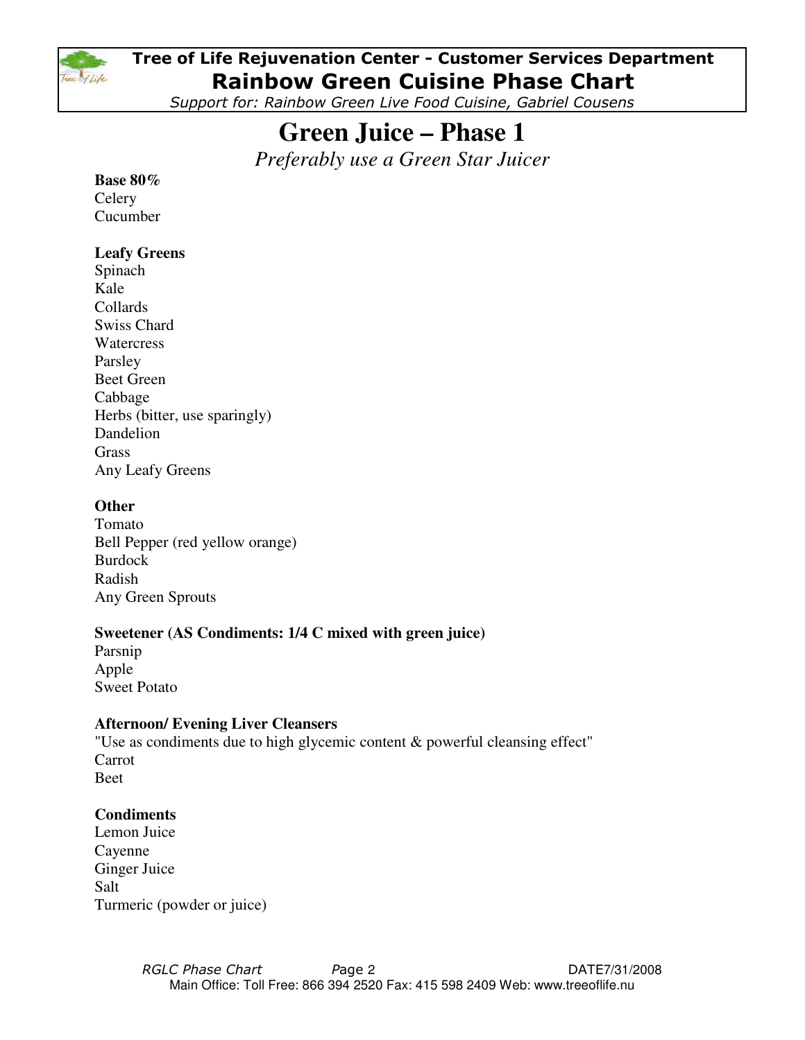**Tree of Life Rejuvenation Center - Customer Services Department**

**Rainbow Green Cuisine Phase Chart**

*Support for: Rainbow Green Live Food Cuisine, Gabriel Cousens*

# Green Juice – Phase 1

*Preferably use a Green Star Juicer*

**Base 80%**
Celery
Cucumber

**Leafy Greens**
Spinach
Kale
Collards
Swiss Chard
Watercress
Parsley
Beet Green
Cabbage
Herbs (bitter, use sparingly)
Dandelion
Grass
Any Leafy Greens

**Other**
Tomato
Bell Pepper (red yellow orange)
Burdock
Radish
Any Green Sprouts

**Sweetener (AS Condiments: 1/4 C mixed with green juice)**
Parsnip
Apple
Sweet Potato

**Afternoon/ Evening Liver Cleansers**
"Use as condiments due to high glycemic content & powerful cleansing effect"
Carrot
Beet

**Condiments**
Lemon Juice
Cayenne
Ginger Juice
Salt
Turmeric (powder or juice)

Main Office: Toll Free: 866 394 2520 Fax: 415 598 2409 Web: www.treeoflife.nu